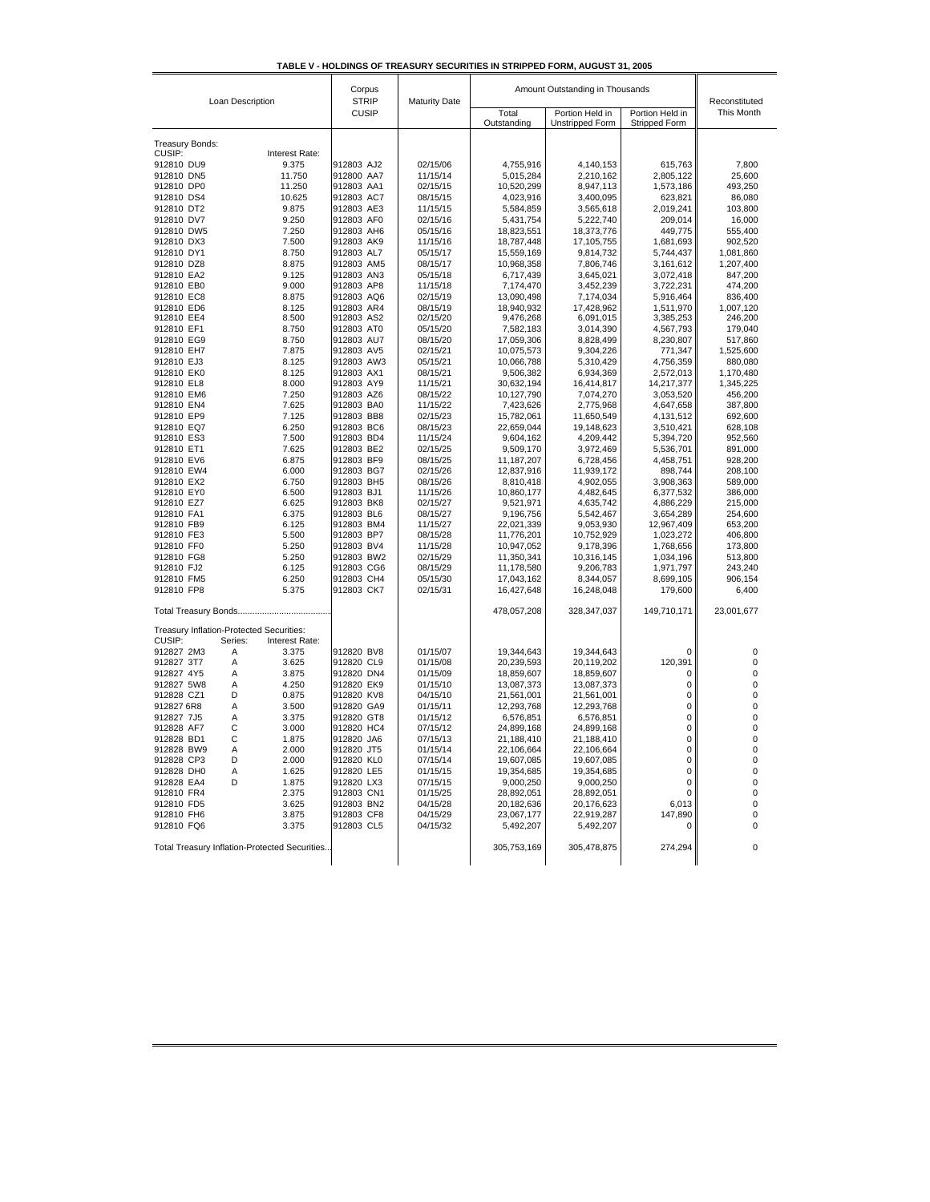**TABLE V - HOLDINGS OF TREASURY SECURITIES IN STRIPPED FORM, AUGUST 31, 2005**

| Loan Description | | | Corpus STRIP CUSIP | Maturity Date | Amount Outstanding in Thousands | | | Reconstituted This Month |
|---|---|---|---|---|---|---|---|---|
| | | | | | Total Outstanding | Portion Held in Unstripped Form | Portion Held in Stripped Form | |
| Treasury Bonds: | | | | | | | | |
| CUSIP: | | Interest Rate: | | | | | | |
| 912810 DU9 | | 9.375 | 912803 AJ2 | 02/15/06 | 4,755,916 | 4,140,153 | 615,763 | 7,800 |
| 912810 DN5 | | 11.750 | 912800 AA7 | 11/15/14 | 5,015,284 | 2,210,162 | 2,805,122 | 25,600 |
| 912810 DP0 | | 11.250 | 912803 AA1 | 02/15/15 | 10,520,299 | 8,947,113 | 1,573,186 | 493,250 |
| 912810 DS4 | | 10.625 | 912803 AC7 | 08/15/15 | 4,023,916 | 3,400,095 | 623,821 | 86,080 |
| 912810 DT2 | | 9.875 | 912803 AE3 | 11/15/15 | 5,584,859 | 3,565,618 | 2,019,241 | 103,800 |
| 912810 DV7 | | 9.250 | 912803 AF0 | 02/15/16 | 5,431,754 | 5,222,740 | 209,014 | 16,000 |
| 912810 DW5 | | 7.250 | 912803 AH6 | 05/15/16 | 18,823,551 | 18,373,776 | 449,775 | 555,400 |
| 912810 DX3 | | 7.500 | 912803 AK9 | 11/15/16 | 18,787,448 | 17,105,755 | 1,681,693 | 902,520 |
| 912810 DY1 | | 8.750 | 912803 AL7 | 05/15/17 | 15,559,169 | 9,814,732 | 5,744,437 | 1,081,860 |
| 912810 DZ8 | | 8.875 | 912803 AM5 | 08/15/17 | 10,968,358 | 7,806,746 | 3,161,612 | 1,207,400 |
| 912810 EA2 | | 9.125 | 912803 AN3 | 05/15/18 | 6,717,439 | 3,645,021 | 3,072,418 | 847,200 |
| 912810 EB0 | | 9.000 | 912803 AP8 | 11/15/18 | 7,174,470 | 3,452,239 | 3,722,231 | 474,200 |
| 912810 EC8 | | 8.875 | 912803 AQ6 | 02/15/19 | 13,090,498 | 7,174,034 | 5,916,464 | 836,400 |
| 912810 ED6 | | 8.125 | 912803 AR4 | 08/15/19 | 18,940,932 | 17,428,962 | 1,511,970 | 1,007,120 |
| 912810 EE4 | | 8.500 | 912803 AS2 | 02/15/20 | 9,476,268 | 6,091,015 | 3,385,253 | 246,200 |
| 912810 EF1 | | 8.750 | 912803 AT0 | 05/15/20 | 7,582,183 | 3,014,390 | 4,567,793 | 179,040 |
| 912810 EG9 | | 8.750 | 912803 AU7 | 08/15/20 | 17,059,306 | 8,828,499 | 8,230,807 | 517,860 |
| 912810 EH7 | | 7.875 | 912803 AV5 | 02/15/21 | 10,075,573 | 9,304,226 | 771,347 | 1,525,600 |
| 912810 EJ3 | | 8.125 | 912803 AW3 | 05/15/21 | 10,066,788 | 5,310,429 | 4,756,359 | 880,080 |
| 912810 EK0 | | 8.125 | 912803 AX1 | 08/15/21 | 9,506,382 | 6,934,369 | 2,572,013 | 1,170,480 |
| 912810 EL8 | | 8.000 | 912803 AY9 | 11/15/21 | 30,632,194 | 16,414,817 | 14,217,377 | 1,345,225 |
| 912810 EM6 | | 7.250 | 912803 AZ6 | 08/15/22 | 10,127,790 | 7,074,270 | 3,053,520 | 456,200 |
| 912810 EN4 | | 7.625 | 912803 BA0 | 11/15/22 | 7,423,626 | 2,775,968 | 4,647,658 | 387,800 |
| 912810 EP9 | | 7.125 | 912803 BB8 | 02/15/23 | 15,782,061 | 11,650,549 | 4,131,512 | 692,600 |
| 912810 EQ7 | | 6.250 | 912803 BC6 | 08/15/23 | 22,659,044 | 19,148,623 | 3,510,421 | 628,108 |
| 912810 ES3 | | 7.500 | 912803 BD4 | 11/15/24 | 9,604,162 | 4,209,442 | 5,394,720 | 952,560 |
| 912810 ET1 | | 7.625 | 912803 BE2 | 02/15/25 | 9,509,170 | 3,972,469 | 5,536,701 | 891,000 |
| 912810 EV6 | | 6.875 | 912803 BF9 | 08/15/25 | 11,187,207 | 6,728,456 | 4,458,751 | 928,200 |
| 912810 EW4 | | 6.000 | 912803 BG7 | 02/15/26 | 12,837,916 | 11,939,172 | 898,744 | 208,100 |
| 912810 EX2 | | 6.750 | 912803 BH5 | 08/15/26 | 8,810,418 | 4,902,055 | 3,908,363 | 589,000 |
| 912810 EY0 | | 6.500 | 912803 BJ1 | 11/15/26 | 10,860,177 | 4,482,645 | 6,377,532 | 386,000 |
| 912810 EZ7 | | 6.625 | 912803 BK8 | 02/15/27 | 9,521,971 | 4,635,742 | 4,886,229 | 215,000 |
| 912810 FA1 | | 6.375 | 912803 BL6 | 08/15/27 | 9,196,756 | 5,542,467 | 3,654,289 | 254,600 |
| 912810 FB9 | | 6.125 | 912803 BM4 | 11/15/27 | 22,021,339 | 9,053,930 | 12,967,409 | 653,200 |
| 912810 FE3 | | 5.500 | 912803 BP7 | 08/15/28 | 11,776,201 | 10,752,929 | 1,023,272 | 406,800 |
| 912810 FF0 | | 5.250 | 912803 BV4 | 11/15/28 | 10,947,052 | 9,178,396 | 1,768,656 | 173,800 |
| 912810 FG8 | | 5.250 | 912803 BW2 | 02/15/29 | 11,350,341 | 10,316,145 | 1,034,196 | 513,800 |
| 912810 FJ2 | | 6.125 | 912803 CG6 | 08/15/29 | 11,178,580 | 9,206,783 | 1,971,797 | 243,240 |
| 912810 FM5 | | 6.250 | 912803 CH4 | 05/15/30 | 17,043,162 | 8,344,057 | 8,699,105 | 906,154 |
| 912810 FP8 | | 5.375 | 912803 CK7 | 02/15/31 | 16,427,648 | 16,248,048 | 179,600 | 6,400 |
| Total Treasury Bonds....................................... | | | | | 478,057,208 | 328,347,037 | 149,710,171 | 23,001,677 |
| Treasury Inflation-Protected Securities: | | | | | | | | |
| CUSIP: | Series: | Interest Rate: | | | | | | |
| 912827 2M3 | A | 3.375 | 912820 BV8 | 01/15/07 | 19,344,643 | 19,344,643 | 0 | 0 |
| 912827 3T7 | A | 3.625 | 912820 CL9 | 01/15/08 | 20,239,593 | 20,119,202 | 120,391 | 0 |
| 912827 4Y5 | A | 3.875 | 912820 DN4 | 01/15/09 | 18,859,607 | 18,859,607 | 0 | 0 |
| 912827 5W8 | A | 4.250 | 912820 EK9 | 01/15/10 | 13,087,373 | 13,087,373 | 0 | 0 |
| 912828 CZ1 | D | 0.875 | 912820 KV8 | 04/15/10 | 21,561,001 | 21,561,001 | 0 | 0 |
| 912827 6R8 | A | 3.500 | 912820 GA9 | 01/15/11 | 12,293,768 | 12,293,768 | 0 | 0 |
| 912827 7J5 | A | 3.375 | 912820 GT8 | 01/15/12 | 6,576,851 | 6,576,851 | 0 | 0 |
| 912828 AF7 | C | 3.000 | 912820 HC4 | 07/15/12 | 24,899,168 | 24,899,168 | 0 | 0 |
| 912828 BD1 | C | 1.875 | 912820 JA6 | 07/15/13 | 21,188,410 | 21,188,410 | 0 | 0 |
| 912828 BW9 | A | 2.000 | 912820 JT5 | 01/15/14 | 22,106,664 | 22,106,664 | 0 | 0 |
| 912828 CP3 | D | 2.000 | 912820 KL0 | 07/15/14 | 19,607,085 | 19,607,085 | 0 | 0 |
| 912828 DH0 | A | 1.625 | 912820 LE5 | 01/15/15 | 19,354,685 | 19,354,685 | 0 | 0 |
| 912828 EA4 | D | 1.875 | 912820 LX3 | 07/15/15 | 9,000,250 | 9,000,250 | 0 | 0 |
| 912810 FR4 | | 2.375 | 912803 CN1 | 01/15/25 | 28,892,051 | 28,892,051 | 0 | 0 |
| 912810 FD5 | | 3.625 | 912803 BN2 | 04/15/28 | 20,182,636 | 20,176,623 | 6,013 | 0 |
| 912810 FH6 | | 3.875 | 912803 CF8 | 04/15/29 | 23,067,177 | 22,919,287 | 147,890 | 0 |
| 912810 FQ6 | | 3.375 | 912803 CL5 | 04/15/32 | 5,492,207 | 5,492,207 | 0 | 0 |
| Total Treasury Inflation-Protected Securities... | | | | | 305,753,169 | 305,478,875 | 274,294 | 0 |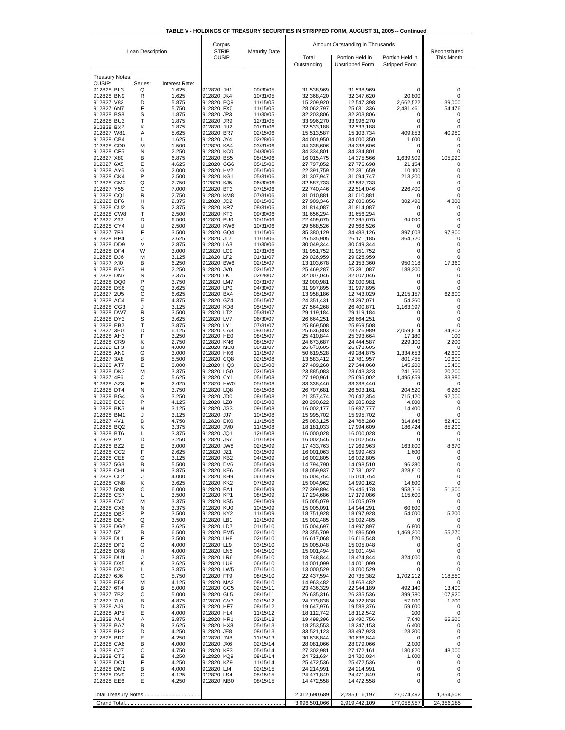**TABLE V - HOLDINGS OF TREASURY SECURITIES IN STRIPPED FORM, AUGUST 31, 2005 -- Continued**

| Loan Description | | | Corpus STRIP CUSIP | Maturity Date | Amount Outstanding in Thousands | | | Reconstituted This Month |
|---|---|---|---|---|---|---|---|---|
| | | | | | Total Outstanding | Portion Held in Unstripped Form | Portion Held in Stripped Form | |
| **Treasury Notes:** | | | | | | | | |
| CUSIP: | Series: | Interest Rate: | | | | | | |
| 912828 BL3 | Q | 1.625 | 912820 JH1 | 09/30/05 | 31,538,969 | 31,538,969 | 0 | 0 |
| 912828 BN9 | R | 1.625 | 912820 JK4 | 10/31/05 | 32,368,420 | 32,347,620 | 20,800 | 0 |
| 912827 V82 | D | 5.875 | 912820 BQ9 | 11/15/05 | 15,209,920 | 12,547,398 | 2,662,522 | 39,000 |
| 912827 6N7 | F | 5.750 | 912820 FX0 | 11/15/05 | 28,062,797 | 25,631,336 | 2,431,461 | 54,476 |
| 912828 BS8 | S | 1.875 | 912820 JP3 | 11/30/05 | 32,203,806 | 32,203,806 | 0 | 0 |
| 912828 BU3 | T | 1.875 | 912820 JR9 | 12/31/05 | 33,996,270 | 33,996,270 | 0 | 0 |
| 912828 BX7 | K | 1.875 | 912820 JU2 | 01/31/06 | 32,533,188 | 32,533,188 | 0 | 0 |
| 912827 W81 | A | 5.625 | 912820 BR7 | 02/15/06 | 15,513,587 | 15,103,734 | 409,853 | 40,980 |
| 912828 CB4 | L | 1.625 | 912820 JY4 | 02/28/06 | 34,001,950 | 34,000,350 | 1,600 | 0 |
| 912828 CD0 | M | 1.500 | 912820 KA4 | 03/31/06 | 34,338,606 | 34,338,606 | 0 | 0 |
| 912828 CF5 | N | 2.250 | 912820 KC0 | 04/30/06 | 34,334,801 | 34,334,801 | 0 | 0 |
| 912827 X80 | B | 6.875 | 912820 BS5 | 05/15/06 | 16,015,475 | 14,375,566 | 1,639,909 | 105,920 |
| 912827 6X5 | E | 4.625 | 912820 GG6 | 05/15/06 | 27,797,852 | 27,776,698 | 21,154 | 0 |
| 912828 AY6 | G | 2.000 | 912820 HV2 | 05/15/06 | 22,391,759 | 22,381,659 | 10,100 | 0 |
| 912828 CK4 | P | 2.500 | 912820 KG1 | 05/31/06 | 31,307,947 | 31,094,747 | 213,200 | 0 |
| 912828 CM0 | Q | 2.750 | 912820 KJ5 | 06/30/06 | 32,587,733 | 32,587,733 | 0 | 0 |
| 912827 Y55 | C | 7.000 | 912820 BT3 | 07/15/06 | 22,740,446 | 22,514,046 | 226,400 | 0 |
| 912828 CQ1 | R | 2.750 | 912820 KM8 | 07/31/06 | 31,010,881 | 31,010,881 | 0 | 0 |
| 912828 BF6 | H | 2.375 | 912820 JC2 | 08/15/06 | 27,909,346 | 27,606,856 | 302,490 | 4,800 |
| 912828 CU2 | S | 2.375 | 912820 KR7 | 08/31/06 | 31,814,087 | 31,814,087 | 0 | 0 |
| 912828 CW8 | T | 2.500 | 912820 KT3 | 09/30/06 | 31,656,294 | 31,656,294 | 0 | 0 |
| 912827 Z62 | D | 6.500 | 912820 BU0 | 10/15/06 | 22,459,675 | 22,395,675 | 64,000 | 0 |
| 912828 CY4 | U | 2.500 | 912820 KW6 | 10/31/06 | 29,568,526 | 29,568,526 | 0 | 0 |
| 912827 7F3 | F | 3.500 | 912820 GQ4 | 11/15/06 | 35,380,129 | 34,483,126 | 897,003 | 97,800 |
| 912828 BP4 | J | 2.625 | 912820 JL2 | 11/15/06 | 26,535,905 | 26,171,185 | 364,720 | 0 |
| 912828 DD9 | V | 2.875 | 912820 LA3 | 11/30/06 | 30,049,344 | 30,049,344 | 0 | 0 |
| 912828 DF4 | W | 3.000 | 912820 LC9 | 12/31/06 | 31,951,752 | 31,951,752 | 0 | 0 |
| 912828 DJ6 | M | 3.125 | 912820 LF2 | 01/31/07 | 29,026,959 | 29,026,959 | 0 | 0 |
| 912827 2J0 | B | 6.250 | 912820 BW6 | 02/15/07 | 13,103,678 | 12,153,360 | 950,318 | 17,360 |
| 912828 BY5 | H | 2.250 | 912820 JV0 | 02/15/07 | 25,469,287 | 25,281,087 | 188,200 | 0 |
| 912828 DN7 | N | 3.375 | 912820 LK1 | 02/28/07 | 32,007,046 | 32,007,046 | 0 | 0 |
| 912828 DQ0 | P | 3.750 | 912820 LM7 | 03/31/07 | 32,000,981 | 32,000,981 | 0 | 0 |
| 902828 DS6 | Q | 3.625 | 912820 LP0 | 04/30/07 | 31,997,895 | 31,997,895 | 0 | 0 |
| 912827 2U5 | C | 6.625 | 912820 BX4 | 05/15/07 | 13,958,186 | 12,743,029 | 1,215,157 | 62,600 |
| 912828 AC4 | E | 4.375 | 912820 GZ4 | 05/15/07 | 24,351,431 | 24,297,071 | 54,360 | 0 |
| 912828 CG3 | J | 3.125 | 912820 KD8 | 05/15/07 | 27,564,268 | 26,400,871 | 1,163,397 | 0 |
| 912828 DW7 | R | 3.500 | 912820 LT2 | 05/31/07 | 29,119,184 | 29,119,184 | 0 | 0 |
| 912828 DY3 | S | 3.625 | 912820 LV7 | 06/30/07 | 26,664,251 | 26,664,251 | 0 | 0 |
| 912828 EB2 | T | 3.875 | 912820 LY1 | 07/31/07 | 25,869,508 | 25,869,508 | 0 | 0 |
| 912827 3E0 | D | 6.125 | 912820 CA3 | 08/15/07 | 25,636,803 | 23,576,989 | 2,059,814 | 34,802 |
| 912828 AH3 | F | 3.250 | 912820 HE0 | 08/15/07 | 25,410,844 | 25,393,664 | 17,180 | 100 |
| 912828 CR9 | K | 2.750 | 912820 KN6 | 08/15/07 | 24,673,687 | 24,444,587 | 229,100 | 2,200 |
| 912828 EF3 | U | 4.000 | 912820 MC8 | 08/31/07 | 26,673,605 | 26,673,605 | 0 | 0 |
| 912828 AN0 | G | 3.000 | 912820 HK6 | 11/15/07 | 50,619,528 | 49,284,875 | 1,334,653 | 42,600 |
| 912827 3X8 | B | 5.500 | 912820 CQ8 | 02/15/08 | 13,583,412 | 12,781,957 | 801,455 | 10,600 |
| 912828 AT7 | E | 3.000 | 912820 HQ3 | 02/15/08 | 27,489,260 | 27,344,060 | 145,200 | 15,400 |
| 912828 DK3 | M | 3.375 | 912820 LG0 | 02/15/08 | 23,885,083 | 23,643,323 | 241,760 | 20,200 |
| 912827 4F6 | C | 5.625 | 912820 CY1 | 05/15/08 | 27,190,961 | 25,695,002 | 1,495,959 | 83,880 |
| 912828 AZ3 | F | 2.625 | 912820 HW0 | 05/15/08 | 33,338,446 | 33,338,446 | 0 | 0 |
| 912828 DT4 | N | 3.750 | 912820 LQ8 | 05/15/08 | 26,707,681 | 26,503,161 | 204,520 | 6,280 |
| 912828 BG4 | G | 3.250 | 912820 JD0 | 08/15/08 | 21,357,474 | 20,642,354 | 715,120 | 92,000 |
| 912828 EC0 | P | 4.125 | 912820 LZ8 | 08/15/08 | 20,290,622 | 20,285,822 | 4,800 | 0 |
| 912828 BK5 | H | 3.125 | 912820 JG3 | 09/15/08 | 16,002,177 | 15,987,777 | 14,400 | 0 |
| 912828 BM1 | J | 3.125 | 912820 JJ7 | 10/15/08 | 15,995,702 | 15,995,702 | 0 | 0 |
| 912827 4V1 | D | 4.750 | 912820 DK0 | 11/15/08 | 25,083,125 | 24,768,280 | 314,845 | 62,400 |
| 912828 BQ2 | K | 3.375 | 912820 JM0 | 11/15/08 | 18,181,033 | 17,994,609 | 186,424 | 85,200 |
| 912828 BT6 | L | 3.375 | 912820 JQ1 | 12/15/08 | 16,000,028 | 16,000,028 | 0 | 0 |
| 912828 BV1 | D | 3.250 | 912820 JS7 | 01/15/09 | 16,002,546 | 16,002,546 | 0 | 0 |
| 912828 BZ2 | E | 3.000 | 912820 JW8 | 02/15/09 | 17,433,763 | 17,269,963 | 163,800 | 8,670 |
| 912828 CC2 | F | 2.625 | 912820 JZ1 | 03/15/09 | 16,001,063 | 15,999,463 | 1,600 | 0 |
| 912828 CE8 | G | 3.125 | 912820 KB2 | 04/15/09 | 16,002,805 | 16,002,805 | 0 | 0 |
| 912827 5G3 | B | 5.500 | 912820 DV6 | 05/15/09 | 14,794,790 | 14,698,510 | 96,280 | 0 |
| 912828 CH1 | H | 3.875 | 912820 KE6 | 05/15/09 | 18,059,937 | 17,731,027 | 328,910 | 0 |
| 912828 CL2 | J | 4.000 | 912820 KH9 | 06/15/09 | 15,004,754 | 15,004,754 | 0 | 0 |
| 912828 CN8 | K | 3.625 | 912820 KK2 | 07/15/09 | 15,004,962 | 14,990,162 | 14,800 | 0 |
| 912827 5N8 | C | 6.000 | 912820 EA1 | 08/15/09 | 27,399,894 | 26,446,178 | 953,716 | 51,600 |
| 912828 CS7 | L | 3.500 | 912820 KP1 | 08/15/09 | 17,294,686 | 17,179,086 | 115,600 | 0 |
| 912828 CV0 | M | 3.375 | 912820 KS5 | 09/15/09 | 15,005,079 | 15,005,079 | 0 | 0 |
| 912828 CX6 | N | 3.375 | 912820 KU0 | 10/15/09 | 15,005,091 | 14,944,291 | 60,800 | 0 |
| 912828 DB3 | P | 3.500 | 912820 KY2 | 11/15/09 | 18,751,928 | 18,697,928 | 54,000 | 5,200 |
| 912828 DE7 | Q | 3.500 | 912820 LB1 | 12/15/09 | 15,002,485 | 15,002,485 | 0 | 0 |
| 912828 DG2 | E | 3.625 | 912820 LD7 | 01/15/10 | 15,004,697 | 14,997,897 | 6,800 | 0 |
| 912827 5Z1 | B | 6.500 | 912820 EM5 | 02/15/10 | 23,355,709 | 21,886,509 | 1,469,200 | 55,270 |
| 912828 DL1 | F | 3.500 | 912820 LH8 | 02/15/10 | 16,617,068 | 16,616,548 | 520 | 0 |
| 912828 DP2 | G | 4.000 | 912820 LL9 | 03/15/10 | 15,005,048 | 15,005,048 | 0 | 0 |
| 912828 DR8 | H | 4.000 | 912820 LN5 | 04/15/10 | 15,001,494 | 15,001,494 | 0 | 0 |
| 912828 DU1 | J | 3.875 | 912820 LR6 | 05/15/10 | 18,748,844 | 18,424,844 | 324,000 | 0 |
| 912828 DX5 | K | 3.625 | 912820 LU9 | 06/15/10 | 14,001,099 | 14,001,099 | 0 | 0 |
| 912828 DZ0 | L | 3.875 | 912820 LW5 | 07/15/10 | 13,000,529 | 13,000,529 | 0 | 0 |
| 912827 6J6 | C | 5.750 | 912820 FT9 | 08/15/10 | 22,437,594 | 20,735,382 | 1,702,212 | 118,550 |
| 912828 ED8 | M | 4.125 | 912820 MA2 | 08/15/10 | 14,963,482 | 14,963,482 | 0 | 0 |
| 912827 6T4 | B | 5.000 | 912820 GC5 | 02/15/11 | 23,436,329 | 22,944,189 | 492,140 | 13,400 |
| 912827 7B2 | C | 5.000 | 912820 GL5 | 08/15/11 | 26,635,316 | 26,235,536 | 399,780 | 107,920 |
| 912827 7L0 | B | 4.875 | 912820 GV3 | 02/15/12 | 24,779,838 | 24,722,838 | 57,000 | 1,700 |
| 912828 AJ9 | D | 4.375 | 912820 HF7 | 08/15/12 | 19,647,976 | 19,588,376 | 59,600 | 0 |
| 912828 AP5 | E | 4.000 | 912820 HL4 | 11/15/12 | 18,112,742 | 18,112,542 | 200 | 0 |
| 912828 AU4 | A | 3.875 | 912820 HR1 | 02/15/13 | 19,498,396 | 19,490,756 | 7,640 | 65,600 |
| 912828 BA7 | B | 3.625 | 912820 HX8 | 05/15/13 | 18,253,553 | 18,247,153 | 6,400 | 0 |
| 912828 BH2 | D | 4.250 | 912820 JE8 | 08/15/13 | 33,521,123 | 33,497,923 | 23,200 | 0 |
| 912828 BR0 | E | 4.250 | 912820 JN8 | 11/15/13 | 30,636,844 | 30,636,844 | 0 | 0 |
| 912828 CA6 | B | 4.000 | 912820 JX6 | 02/15/14 | 28,081,066 | 28,079,066 | 2,000 | 0 |
| 912828 CJ7 | C | 4.750 | 912820 KF3 | 05/15/14 | 27,302,981 | 27,172,161 | 130,820 | 48,000 |
| 912828 CT5 | E | 4.250 | 912820 KQ9 | 08/15/14 | 24,721,634 | 24,720,034 | 1,600 | 0 |
| 912828 DC1 | F | 4.250 | 912820 KZ9 | 11/15/14 | 25,472,536 | 25,472,536 | 0 | 0 |
| 912828 DM9 | B | 4.000 | 912820 LJ4 | 02/15/15 | 24,214,991 | 24,214,991 | 0 | 0 |
| 912828 DV9 | C | 4.125 | 912820 LS4 | 05/15/15 | 24,471,849 | 24,471,849 | 0 | 0 |
| 912828 EE6 | E | 4.250 | 912820 MB0 | 08/15/15 | 14,472,558 | 14,472,558 | 0 | 0 |
| Total Treasury Notes....................................... | | | | | 2,312,690,689 | 2,285,616,197 | 27,074,492 | 1,354,508 |
| Grand Total.................................................... | | | | | 3,096,501,066 | 2,919,442,109 | 177,058,957 | 24,356,185 |